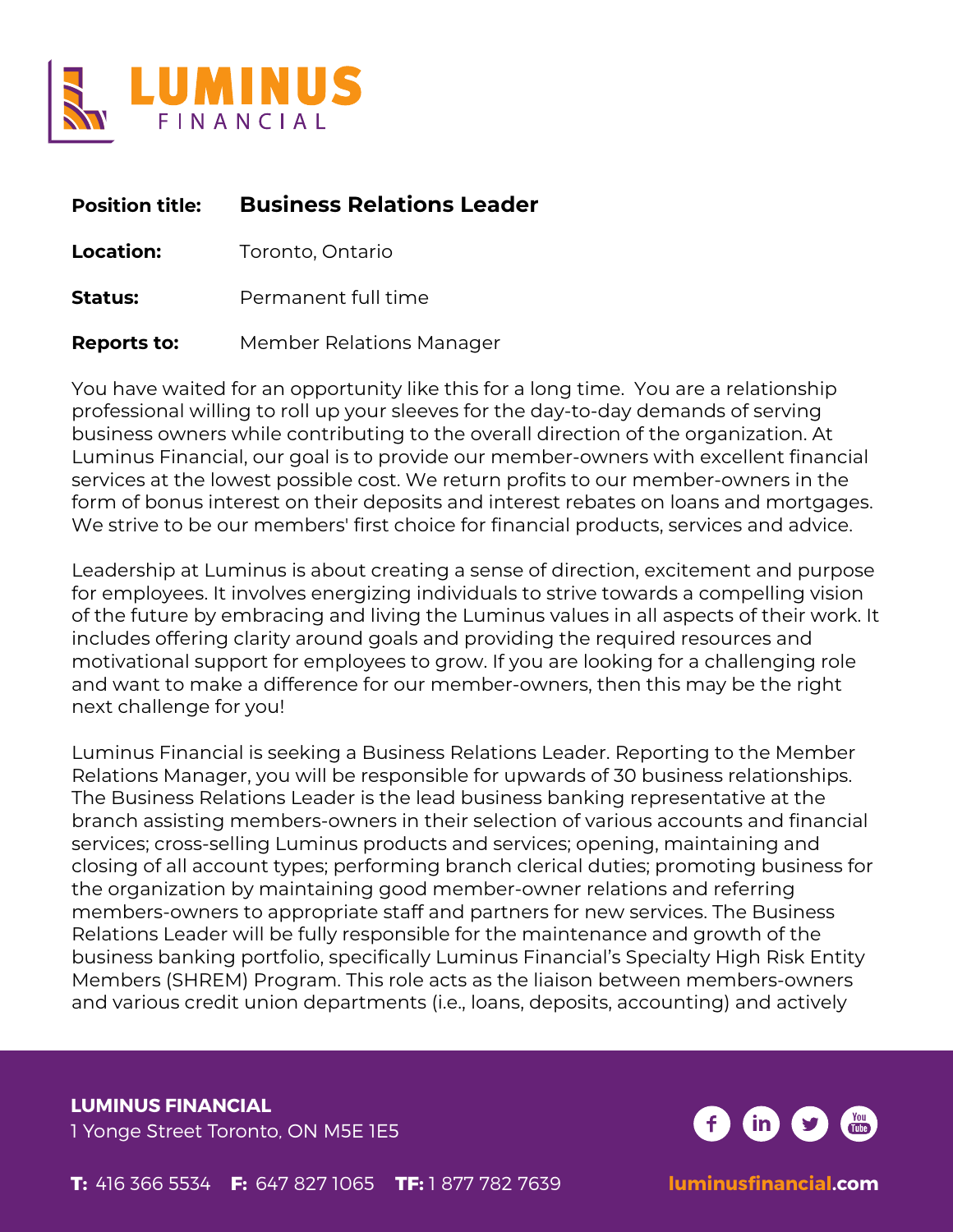# LUMINUS FINANCIAL

| | |
|---|---|
| **Position title:** | **Business Relations Leader** |
| **Location:** | Toronto, Ontario |
| **Status:** | Permanent full time |
| **Reports to:** | Member Relations Manager |

You have waited for an opportunity like this for a long time. You are a relationship professional willing to roll up your sleeves for the day-to-day demands of serving business owners while contributing to the overall direction of the organization. At Luminus Financial, our goal is to provide our member-owners with excellent financial services at the lowest possible cost. We return profits to our member-owners in the form of bonus interest on their deposits and interest rebates on loans and mortgages. We strive to be our members' first choice for financial products, services and advice.

Leadership at Luminus is about creating a sense of direction, excitement and purpose for employees. It involves energizing individuals to strive towards a compelling vision of the future by embracing and living the Luminus values in all aspects of their work. It includes offering clarity around goals and providing the required resources and motivational support for employees to grow. If you are looking for a challenging role and want to make a difference for our member-owners, then this may be the right next challenge for you!

Luminus Financial is seeking a Business Relations Leader. Reporting to the Member Relations Manager, you will be responsible for upwards of 30 business relationships. The Business Relations Leader is the lead business banking representative at the branch assisting members-owners in their selection of various accounts and financial services; cross-selling Luminus products and services; opening, maintaining and closing of all account types; performing branch clerical duties; promoting business for the organization by maintaining good member-owner relations and referring members-owners to appropriate staff and partners for new services. The Business Relations Leader will be fully responsible for the maintenance and growth of the business banking portfolio, specifically Luminus Financial's Specialty High Risk Entity Members (SHREM) Program. This role acts as the liaison between members-owners and various credit union departments (i.e., loans, deposits, accounting) and actively

**LUMINUS FINANCIAL**
1 Yonge Street Toronto, ON M5E 1E5

**T:** 416 366 5534 **F:** 647 827 1065 **TF:** 1 877 782 7639 luminusfinancial.com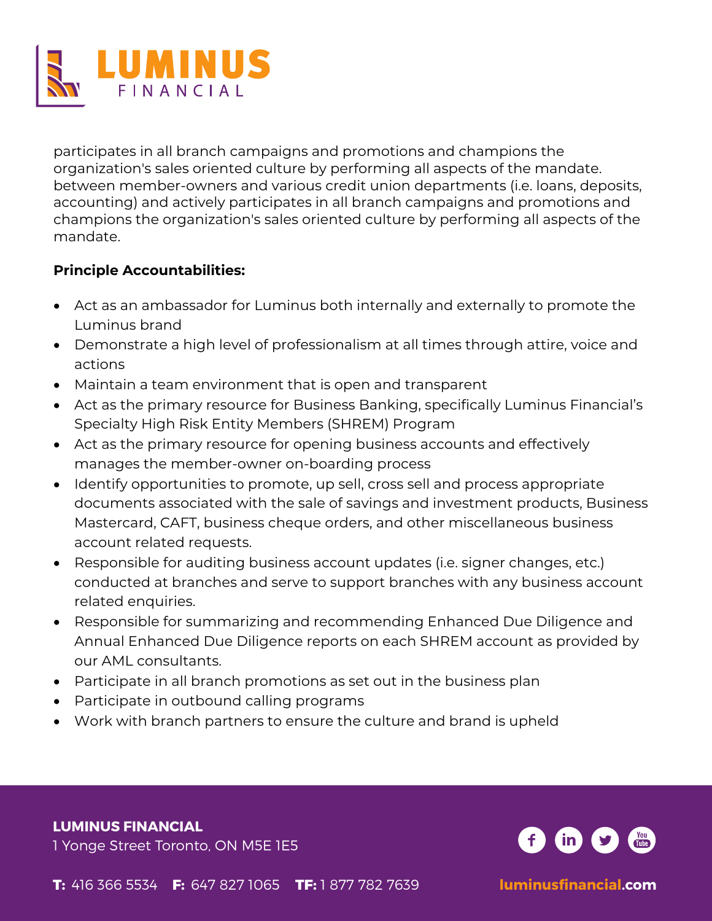participates in all branch campaigns and promotions and champions the organization's sales oriented culture by performing all aspects of the mandate. between member-owners and various credit union departments (i.e. loans, deposits, accounting) and actively participates in all branch campaigns and promotions and champions the organization's sales oriented culture by performing all aspects of the mandate.

**Principle Accountabilities:**

- Act as an ambassador for Luminus both internally and externally to promote the Luminus brand
- Demonstrate a high level of professionalism at all times through attire, voice and actions
- Maintain a team environment that is open and transparent
- Act as the primary resource for Business Banking, specifically Luminus Financial's Specialty High Risk Entity Members (SHREM) Program
- Act as the primary resource for opening business accounts and effectively manages the member-owner on-boarding process
- Identify opportunities to promote, up sell, cross sell and process appropriate documents associated with the sale of savings and investment products, Business Mastercard, CAFT, business cheque orders, and other miscellaneous business account related requests.
- Responsible for auditing business account updates (i.e. signer changes, etc.) conducted at branches and serve to support branches with any business account related enquiries.
- Responsible for summarizing and recommending Enhanced Due Diligence and Annual Enhanced Due Diligence reports on each SHREM account as provided by our AML consultants.
- Participate in all branch promotions as set out in the business plan
- Participate in outbound calling programs
- Work with branch partners to ensure the culture and brand is upheld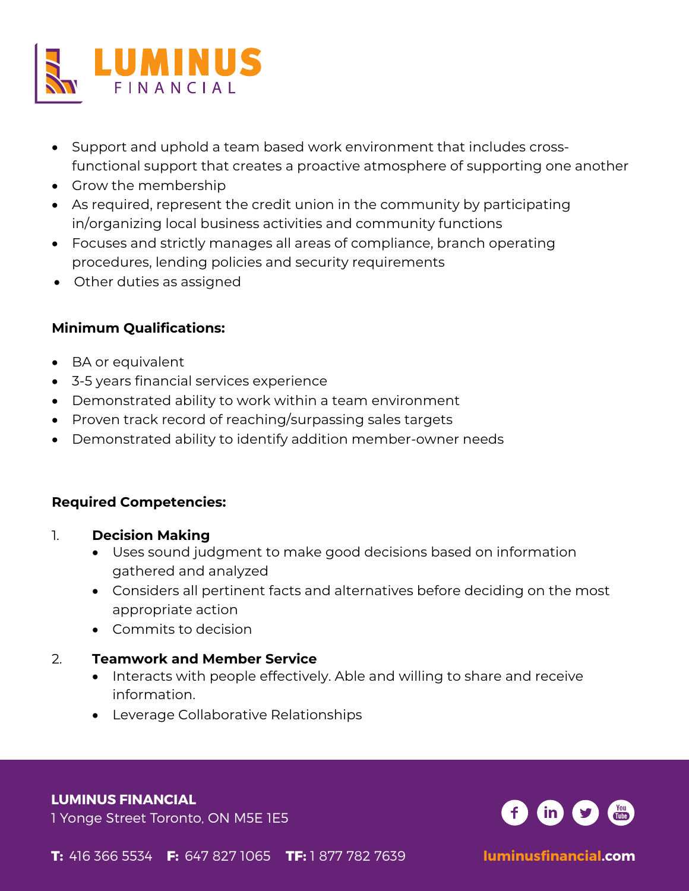- Support and uphold a team based work environment that includes cross-functional support that creates a proactive atmosphere of supporting one another
- Grow the membership
- As required, represent the credit union in the community by participating in/organizing local business activities and community functions
- Focuses and strictly manages all areas of compliance, branch operating procedures, lending policies and security requirements
- Other duties as assigned

**Minimum Qualifications:**

- BA or equivalent
- 3-5 years financial services experience
- Demonstrated ability to work within a team environment
- Proven track record of reaching/surpassing sales targets
- Demonstrated ability to identify addition member-owner needs

**Required Competencies:**

1. **Decision Making**
    - Uses sound judgment to make good decisions based on information gathered and analyzed
    - Considers all pertinent facts and alternatives before deciding on the most appropriate action
    - Commits to decision
2. **Teamwork and Member Service**
    - Interacts with people effectively. Able and willing to share and receive information.
    - Leverage Collaborative Relationships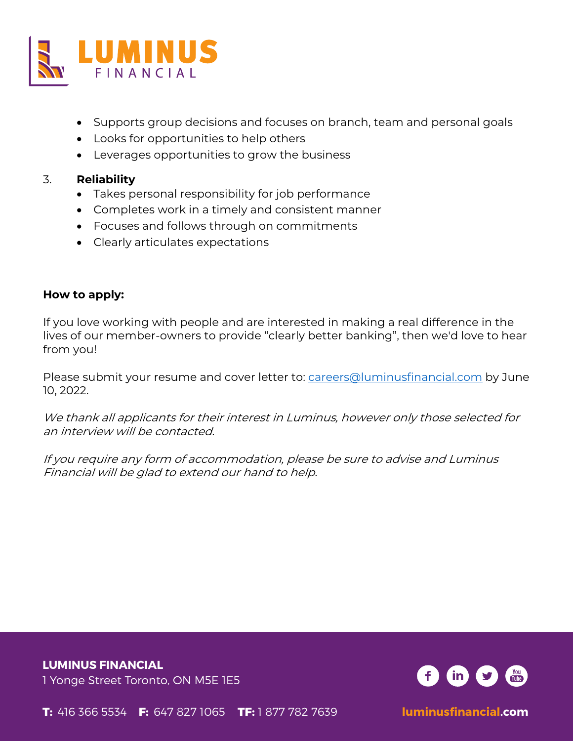- Supports group decisions and focuses on branch, team and personal goals
- Looks for opportunities to help others
- Leverages opportunities to grow the business

3. **Reliability**
   - Takes personal responsibility for job performance
   - Completes work in a timely and consistent manner
   - Focuses and follows through on commitments
   - Clearly articulates expectations

**How to apply:**

If you love working with people and are interested in making a real difference in the lives of our member-owners to provide "clearly better banking", then we'd love to hear from you!

Please submit your resume and cover letter to: careers@luminusfinancial.com by June 10, 2022.

*We thank all applicants for their interest in Luminus, however only those selected for an interview will be contacted.*

*If you require any form of accommodation, please be sure to advise and Luminus Financial will be glad to extend our hand to help.*

**LUMINUS FINANCIAL**
1 Yonge Street Toronto, ON M5E 1E5

**T:** 416 366 5534 **F:** 647 827 1065 **TF:** 1 877 782 7639

luminusfinancial.com